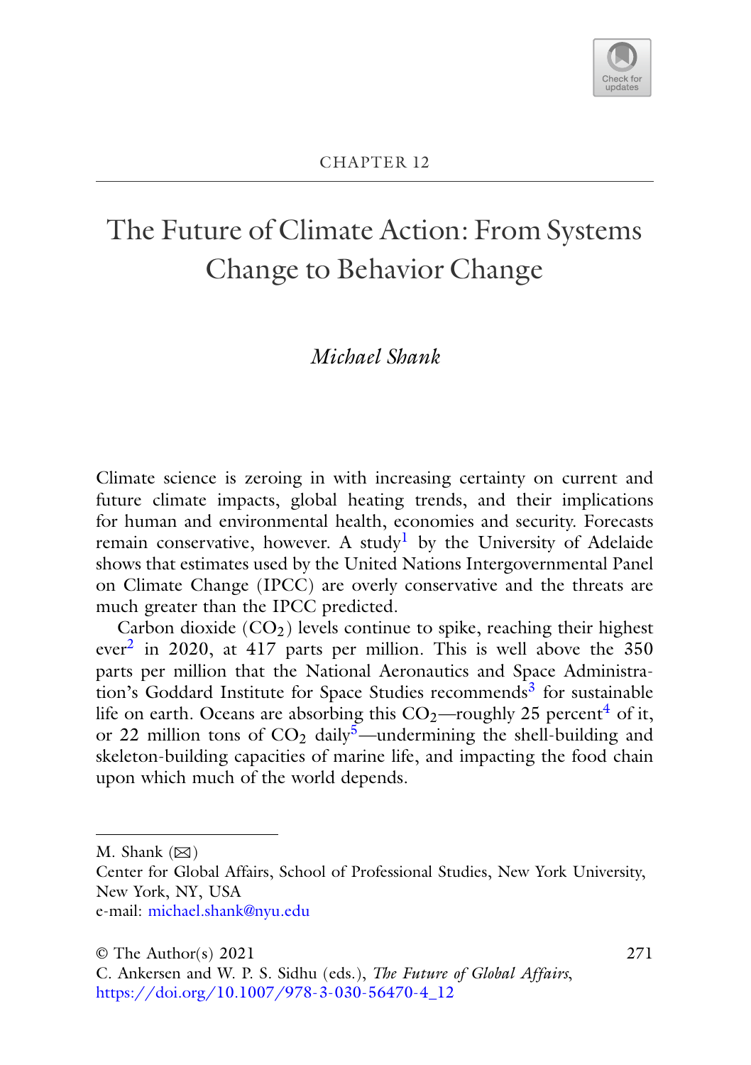CHAPTER 12

# The Future of Climate Action: From Systems Change to Behavior Change

*Michael Shank*

Climate science is zeroing in with increasing certainty on current and future climate impacts, global heating trends, and their implications for human and environmental health, economies and security. Forecasts remain conservative, however. A study[1] by the University of Adelaide shows that estimates used by the United Nations Intergovernmental Panel on Climate Change (IPCC) are overly conservative and the threats are much greater than the IPCC predicted.

Carbon dioxide ($CO_2$) levels continue to spike, reaching their highest ever[2] in 2020, at 417 parts per million. This is well above the 350 parts per million that the National Aeronautics and Space Administration's Goddard Institute for Space Studies recommends[3] for sustainable life on earth. Oceans are absorbing this $CO_2$—roughly 25 percent[4] of it, or 22 million tons of $CO_2$ daily[5]—undermining the shell-building and skeleton-building capacities of marine life, and impacting the food chain upon which much of the world depends.

---

M. Shank (✉)
Center for Global Affairs, School of Professional Studies, New York University, New York, NY, USA
e-mail: michael.shank@nyu.edu

© The Author(s) 2021
C. Ankersen and W. P. S. Sidhu (eds.), *The Future of Global Affairs*, https://doi.org/10.1007/978-3-030-56470-4_12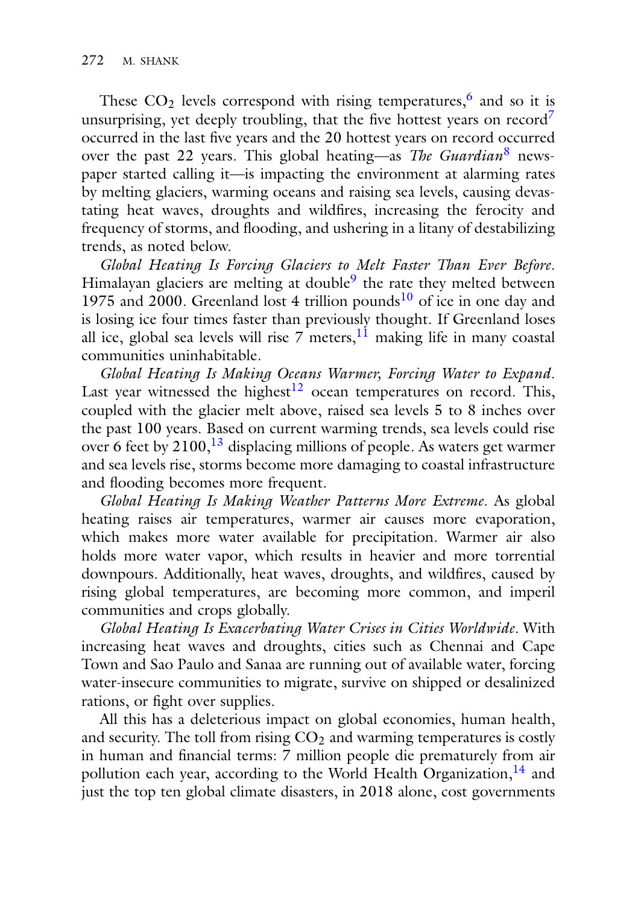These $CO_2$ levels correspond with rising temperatures,[6] and so it is unsurprising, yet deeply troubling, that the five hottest years on record[7] occurred in the last five years and the 20 hottest years on record occurred over the past 22 years. This global heating—as *The Guardian*[8] newspaper started calling it—is impacting the environment at alarming rates by melting glaciers, warming oceans and raising sea levels, causing devastating heat waves, droughts and wildfires, increasing the ferocity and frequency of storms, and flooding, and ushering in a litany of destabilizing trends, as noted below.

*Global Heating Is Forcing Glaciers to Melt Faster Than Ever Before*. Himalayan glaciers are melting at double[9] the rate they melted between 1975 and 2000. Greenland lost 4 trillion pounds[10] of ice in one day and is losing ice four times faster than previously thought. If Greenland loses all ice, global sea levels will rise 7 meters,[11] making life in many coastal communities uninhabitable.

*Global Heating Is Making Oceans Warmer, Forcing Water to Expand*. Last year witnessed the highest[12] ocean temperatures on record. This, coupled with the glacier melt above, raised sea levels 5 to 8 inches over the past 100 years. Based on current warming trends, sea levels could rise over 6 feet by 2100,[13] displacing millions of people. As waters get warmer and sea levels rise, storms become more damaging to coastal infrastructure and flooding becomes more frequent.

*Global Heating Is Making Weather Patterns More Extreme*. As global heating raises air temperatures, warmer air causes more evaporation, which makes more water available for precipitation. Warmer air also holds more water vapor, which results in heavier and more torrential downpours. Additionally, heat waves, droughts, and wildfires, caused by rising global temperatures, are becoming more common, and imperil communities and crops globally.

*Global Heating Is Exacerbating Water Crises in Cities Worldwide*. With increasing heat waves and droughts, cities such as Chennai and Cape Town and Sao Paulo and Sanaa are running out of available water, forcing water-insecure communities to migrate, survive on shipped or desalinized rations, or fight over supplies.

All this has a deleterious impact on global economies, human health, and security. The toll from rising $CO_2$ and warming temperatures is costly in human and financial terms: 7 million people die prematurely from air pollution each year, according to the World Health Organization,[14] and just the top ten global climate disasters, in 2018 alone, cost governments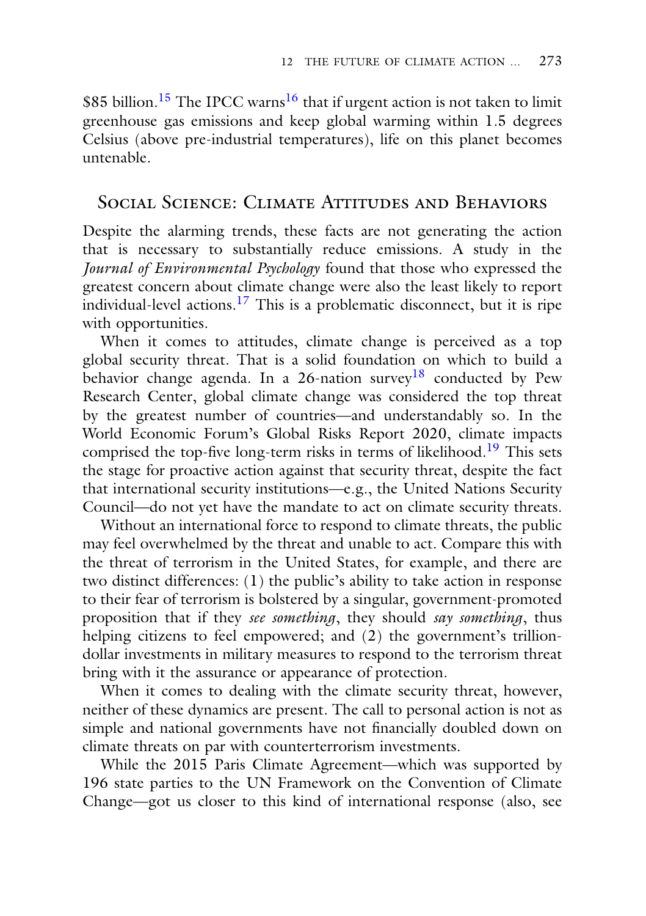$85 billion.[15] The IPCC warns[16] that if urgent action is not taken to limit greenhouse gas emissions and keep global warming within 1.5 degrees Celsius (above pre-industrial temperatures), life on this planet becomes untenable.

## Social Science: Climate Attitudes and Behaviors

Despite the alarming trends, these facts are not generating the action that is necessary to substantially reduce emissions. A study in the *Journal of Environmental Psychology* found that those who expressed the greatest concern about climate change were also the least likely to report individual-level actions.[17] This is a problematic disconnect, but it is ripe with opportunities.

When it comes to attitudes, climate change is perceived as a top global security threat. That is a solid foundation on which to build a behavior change agenda. In a 26-nation survey[18] conducted by Pew Research Center, global climate change was considered the top threat by the greatest number of countries—and understandably so. In the World Economic Forum's Global Risks Report 2020, climate impacts comprised the top-five long-term risks in terms of likelihood.[19] This sets the stage for proactive action against that security threat, despite the fact that international security institutions—e.g., the United Nations Security Council—do not yet have the mandate to act on climate security threats.

Without an international force to respond to climate threats, the public may feel overwhelmed by the threat and unable to act. Compare this with the threat of terrorism in the United States, for example, and there are two distinct differences: (1) the public's ability to take action in response to their fear of terrorism is bolstered by a singular, government-promoted proposition that if they *see something*, they should *say something*, thus helping citizens to feel empowered; and (2) the government's trillion-dollar investments in military measures to respond to the terrorism threat bring with it the assurance or appearance of protection.

When it comes to dealing with the climate security threat, however, neither of these dynamics are present. The call to personal action is not as simple and national governments have not financially doubled down on climate threats on par with counterterrorism investments.

While the 2015 Paris Climate Agreement—which was supported by 196 state parties to the UN Framework on the Convention of Climate Change—got us closer to this kind of international response (also, see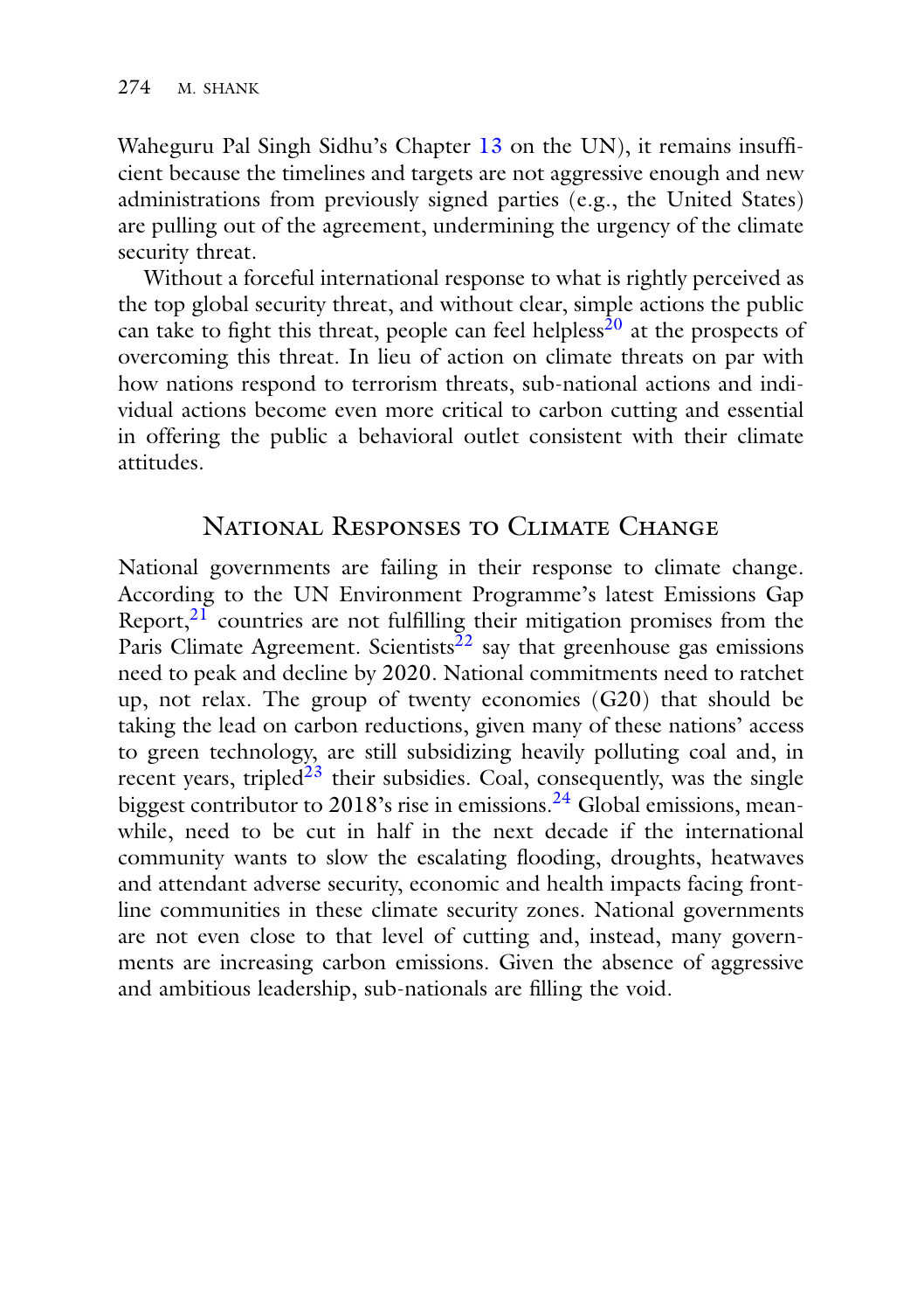Waheguru Pal Singh Sidhu's Chapter 13 on the UN), it remains insufficient because the timelines and targets are not aggressive enough and new administrations from previously signed parties (e.g., the United States) are pulling out of the agreement, undermining the urgency of the climate security threat.

Without a forceful international response to what is rightly perceived as the top global security threat, and without clear, simple actions the public can take to fight this threat, people can feel helpless[20] at the prospects of overcoming this threat. In lieu of action on climate threats on par with how nations respond to terrorism threats, sub-national actions and individual actions become even more critical to carbon cutting and essential in offering the public a behavioral outlet consistent with their climate attitudes.

## National Responses to Climate Change

National governments are failing in their response to climate change. According to the UN Environment Programme's latest Emissions Gap Report,[21] countries are not fulfilling their mitigation promises from the Paris Climate Agreement. Scientists[22] say that greenhouse gas emissions need to peak and decline by 2020. National commitments need to ratchet up, not relax. The group of twenty economies (G20) that should be taking the lead on carbon reductions, given many of these nations' access to green technology, are still subsidizing heavily polluting coal and, in recent years, tripled[23] their subsidies. Coal, consequently, was the single biggest contributor to 2018's rise in emissions.[24] Global emissions, meanwhile, need to be cut in half in the next decade if the international community wants to slow the escalating flooding, droughts, heatwaves and attendant adverse security, economic and health impacts facing frontline communities in these climate security zones. National governments are not even close to that level of cutting and, instead, many governments are increasing carbon emissions. Given the absence of aggressive and ambitious leadership, sub-nationals are filling the void.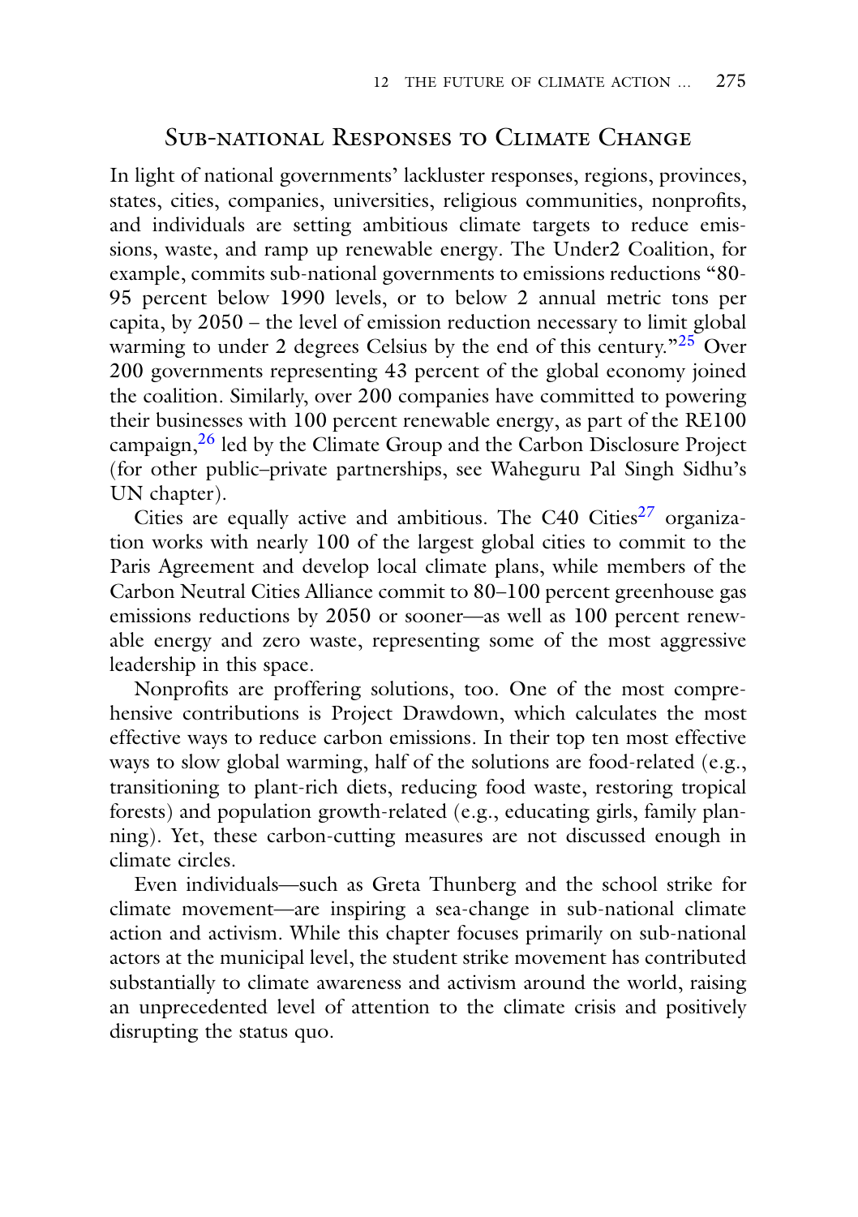## Sub-national Responses to Climate Change

In light of national governments' lackluster responses, regions, provinces, states, cities, companies, universities, religious communities, nonprofits, and individuals are setting ambitious climate targets to reduce emissions, waste, and ramp up renewable energy. The Under2 Coalition, for example, commits sub-national governments to emissions reductions "80-95 percent below 1990 levels, or to below 2 annual metric tons per capita, by 2050 – the level of emission reduction necessary to limit global warming to under 2 degrees Celsius by the end of this century."[25] Over 200 governments representing 43 percent of the global economy joined the coalition. Similarly, over 200 companies have committed to powering their businesses with 100 percent renewable energy, as part of the RE100 campaign,[26] led by the Climate Group and the Carbon Disclosure Project (for other public–private partnerships, see Waheguru Pal Singh Sidhu's UN chapter).

Cities are equally active and ambitious. The C40 Cities[27] organization works with nearly 100 of the largest global cities to commit to the Paris Agreement and develop local climate plans, while members of the Carbon Neutral Cities Alliance commit to 80–100 percent greenhouse gas emissions reductions by 2050 or sooner—as well as 100 percent renewable energy and zero waste, representing some of the most aggressive leadership in this space.

Nonprofits are proffering solutions, too. One of the most comprehensive contributions is Project Drawdown, which calculates the most effective ways to reduce carbon emissions. In their top ten most effective ways to slow global warming, half of the solutions are food-related (e.g., transitioning to plant-rich diets, reducing food waste, restoring tropical forests) and population growth-related (e.g., educating girls, family planning). Yet, these carbon-cutting measures are not discussed enough in climate circles.

Even individuals—such as Greta Thunberg and the school strike for climate movement—are inspiring a sea-change in sub-national climate action and activism. While this chapter focuses primarily on sub-national actors at the municipal level, the student strike movement has contributed substantially to climate awareness and activism around the world, raising an unprecedented level of attention to the climate crisis and positively disrupting the status quo.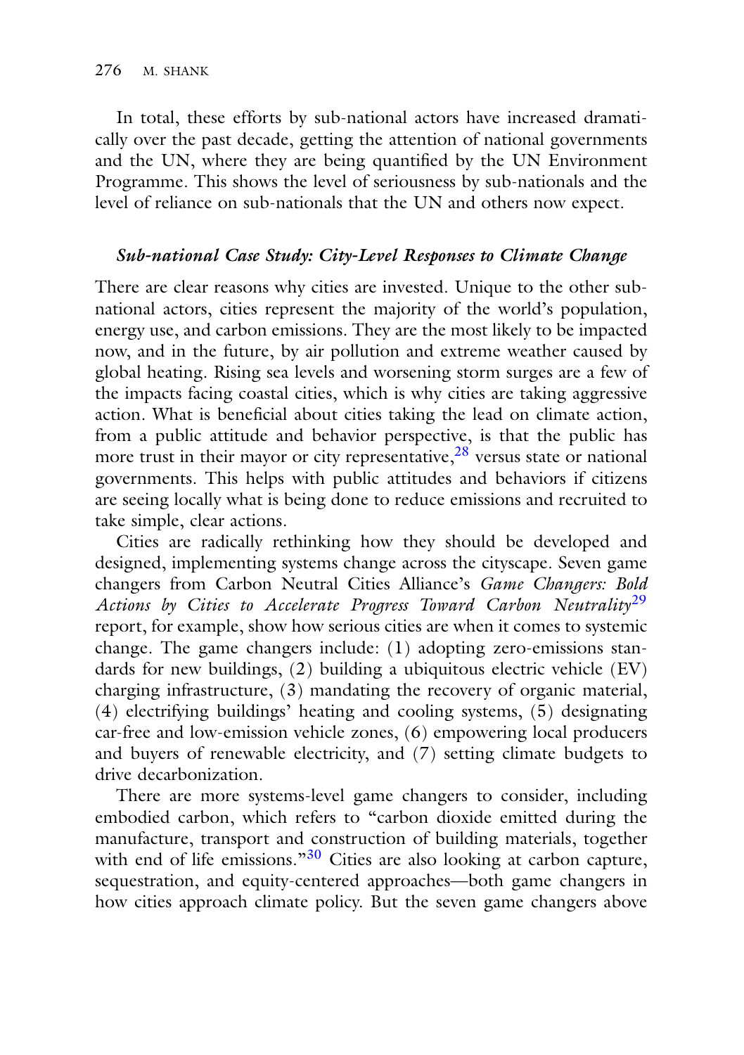In total, these efforts by sub-national actors have increased dramatically over the past decade, getting the attention of national governments and the UN, where they are being quantified by the UN Environment Programme. This shows the level of seriousness by sub-nationals and the level of reliance on sub-nationals that the UN and others now expect.

### *Sub-national Case Study: City-Level Responses to Climate Change*

There are clear reasons why cities are invested. Unique to the other sub-national actors, cities represent the majority of the world's population, energy use, and carbon emissions. They are the most likely to be impacted now, and in the future, by air pollution and extreme weather caused by global heating. Rising sea levels and worsening storm surges are a few of the impacts facing coastal cities, which is why cities are taking aggressive action. What is beneficial about cities taking the lead on climate action, from a public attitude and behavior perspective, is that the public has more trust in their mayor or city representative,[28] versus state or national governments. This helps with public attitudes and behaviors if citizens are seeing locally what is being done to reduce emissions and recruited to take simple, clear actions.

Cities are radically rethinking how they should be developed and designed, implementing systems change across the cityscape. Seven game changers from Carbon Neutral Cities Alliance's *Game Changers: Bold Actions by Cities to Accelerate Progress Toward Carbon Neutrality*[29] report, for example, show how serious cities are when it comes to systemic change. The game changers include: (1) adopting zero-emissions standards for new buildings, (2) building a ubiquitous electric vehicle (EV) charging infrastructure, (3) mandating the recovery of organic material, (4) electrifying buildings' heating and cooling systems, (5) designating car-free and low-emission vehicle zones, (6) empowering local producers and buyers of renewable electricity, and (7) setting climate budgets to drive decarbonization.

There are more systems-level game changers to consider, including embodied carbon, which refers to "carbon dioxide emitted during the manufacture, transport and construction of building materials, together with end of life emissions."[30] Cities are also looking at carbon capture, sequestration, and equity-centered approaches—both game changers in how cities approach climate policy. But the seven game changers above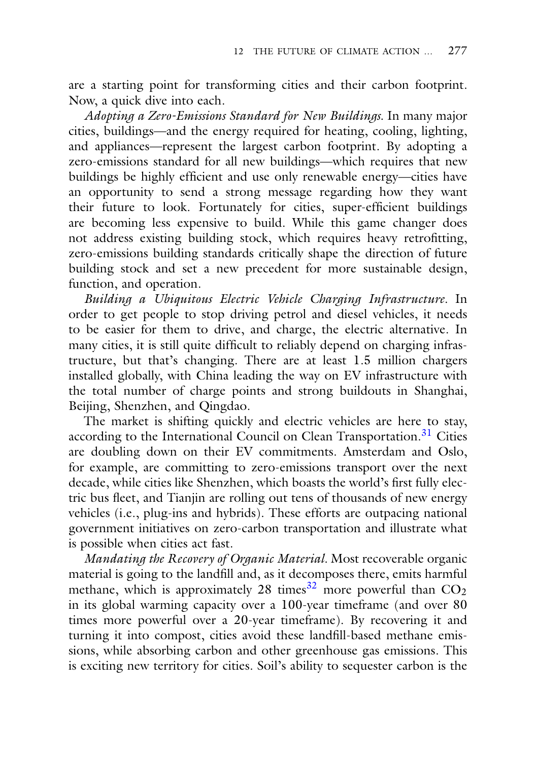are a starting point for transforming cities and their carbon footprint. Now, a quick dive into each.

*Adopting a Zero-Emissions Standard for New Buildings.* In many major cities, buildings—and the energy required for heating, cooling, lighting, and appliances—represent the largest carbon footprint. By adopting a zero-emissions standard for all new buildings—which requires that new buildings be highly efficient and use only renewable energy—cities have an opportunity to send a strong message regarding how they want their future to look. Fortunately for cities, super-efficient buildings are becoming less expensive to build. While this game changer does not address existing building stock, which requires heavy retrofitting, zero-emissions building standards critically shape the direction of future building stock and set a new precedent for more sustainable design, function, and operation.

*Building a Ubiquitous Electric Vehicle Charging Infrastructure.* In order to get people to stop driving petrol and diesel vehicles, it needs to be easier for them to drive, and charge, the electric alternative. In many cities, it is still quite difficult to reliably depend on charging infrastructure, but that's changing. There are at least 1.5 million chargers installed globally, with China leading the way on EV infrastructure with the total number of charge points and strong buildouts in Shanghai, Beijing, Shenzhen, and Qingdao.

The market is shifting quickly and electric vehicles are here to stay, according to the International Council on Clean Transportation.[31] Cities are doubling down on their EV commitments. Amsterdam and Oslo, for example, are committing to zero-emissions transport over the next decade, while cities like Shenzhen, which boasts the world's first fully electric bus fleet, and Tianjin are rolling out tens of thousands of new energy vehicles (i.e., plug-ins and hybrids). These efforts are outpacing national government initiatives on zero-carbon transportation and illustrate what is possible when cities act fast.

*Mandating the Recovery of Organic Material.* Most recoverable organic material is going to the landfill and, as it decomposes there, emits harmful methane, which is approximately 28 times[32] more powerful than $CO_2$ in its global warming capacity over a 100-year timeframe (and over 80 times more powerful over a 20-year timeframe). By recovering it and turning it into compost, cities avoid these landfill-based methane emissions, while absorbing carbon and other greenhouse gas emissions. This is exciting new territory for cities. Soil's ability to sequester carbon is the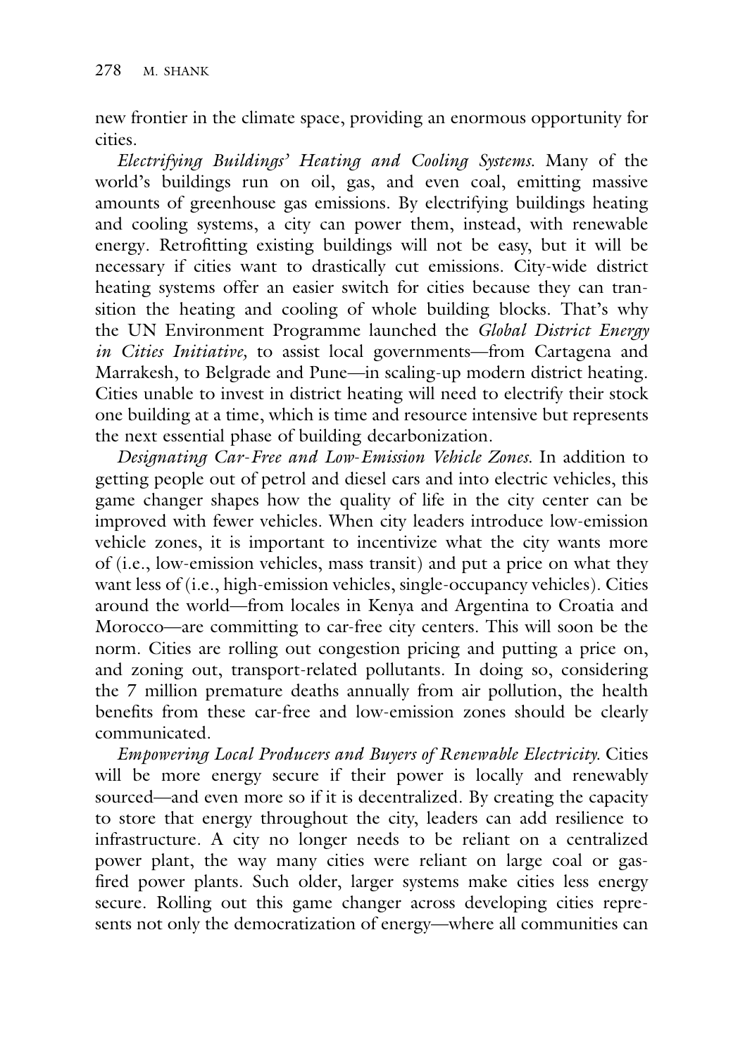new frontier in the climate space, providing an enormous opportunity for cities.

*Electrifying Buildings' Heating and Cooling Systems.* Many of the world's buildings run on oil, gas, and even coal, emitting massive amounts of greenhouse gas emissions. By electrifying buildings heating and cooling systems, a city can power them, instead, with renewable energy. Retrofitting existing buildings will not be easy, but it will be necessary if cities want to drastically cut emissions. City-wide district heating systems offer an easier switch for cities because they can transition the heating and cooling of whole building blocks. That's why the UN Environment Programme launched the *Global District Energy in Cities Initiative,* to assist local governments—from Cartagena and Marrakesh, to Belgrade and Pune—in scaling-up modern district heating. Cities unable to invest in district heating will need to electrify their stock one building at a time, which is time and resource intensive but represents the next essential phase of building decarbonization.

*Designating Car-Free and Low-Emission Vehicle Zones.* In addition to getting people out of petrol and diesel cars and into electric vehicles, this game changer shapes how the quality of life in the city center can be improved with fewer vehicles. When city leaders introduce low-emission vehicle zones, it is important to incentivize what the city wants more of (i.e., low-emission vehicles, mass transit) and put a price on what they want less of (i.e., high-emission vehicles, single-occupancy vehicles). Cities around the world—from locales in Kenya and Argentina to Croatia and Morocco—are committing to car-free city centers. This will soon be the norm. Cities are rolling out congestion pricing and putting a price on, and zoning out, transport-related pollutants. In doing so, considering the 7 million premature deaths annually from air pollution, the health benefits from these car-free and low-emission zones should be clearly communicated.

*Empowering Local Producers and Buyers of Renewable Electricity.* Cities will be more energy secure if their power is locally and renewably sourced—and even more so if it is decentralized. By creating the capacity to store that energy throughout the city, leaders can add resilience to infrastructure. A city no longer needs to be reliant on a centralized power plant, the way many cities were reliant on large coal or gas-fired power plants. Such older, larger systems make cities less energy secure. Rolling out this game changer across developing cities represents not only the democratization of energy—where all communities can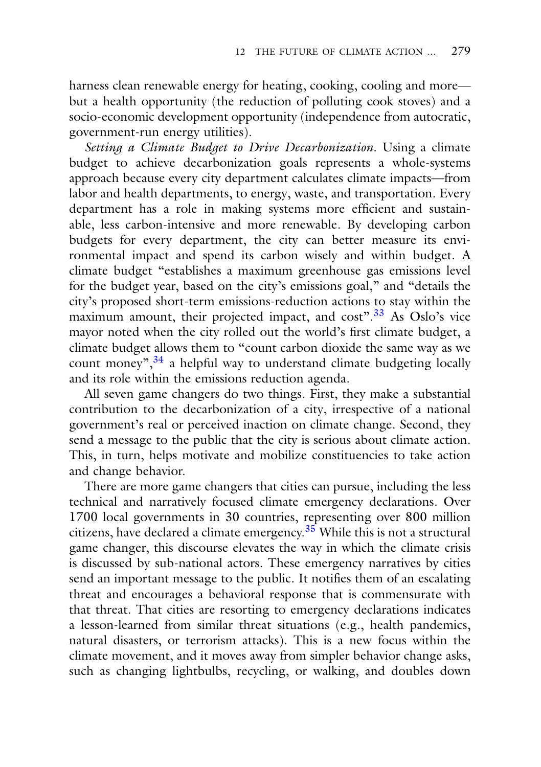harness clean renewable energy for heating, cooking, cooling and more—but a health opportunity (the reduction of polluting cook stoves) and a socio-economic development opportunity (independence from autocratic, government-run energy utilities).

*Setting a Climate Budget to Drive Decarbonization*. Using a climate budget to achieve decarbonization goals represents a whole-systems approach because every city department calculates climate impacts—from labor and health departments, to energy, waste, and transportation. Every department has a role in making systems more efficient and sustainable, less carbon-intensive and more renewable. By developing carbon budgets for every department, the city can better measure its environmental impact and spend its carbon wisely and within budget. A climate budget "establishes a maximum greenhouse gas emissions level for the budget year, based on the city's emissions goal," and "details the city's proposed short-term emissions-reduction actions to stay within the maximum amount, their projected impact, and cost".[33] As Oslo's vice mayor noted when the city rolled out the world's first climate budget, a climate budget allows them to "count carbon dioxide the same way as we count money",[34] a helpful way to understand climate budgeting locally and its role within the emissions reduction agenda.

All seven game changers do two things. First, they make a substantial contribution to the decarbonization of a city, irrespective of a national government's real or perceived inaction on climate change. Second, they send a message to the public that the city is serious about climate action. This, in turn, helps motivate and mobilize constituencies to take action and change behavior.

There are more game changers that cities can pursue, including the less technical and narratively focused climate emergency declarations. Over 1700 local governments in 30 countries, representing over 800 million citizens, have declared a climate emergency.[35] While this is not a structural game changer, this discourse elevates the way in which the climate crisis is discussed by sub-national actors. These emergency narratives by cities send an important message to the public. It notifies them of an escalating threat and encourages a behavioral response that is commensurate with that threat. That cities are resorting to emergency declarations indicates a lesson-learned from similar threat situations (e.g., health pandemics, natural disasters, or terrorism attacks). This is a new focus within the climate movement, and it moves away from simpler behavior change asks, such as changing lightbulbs, recycling, or walking, and doubles down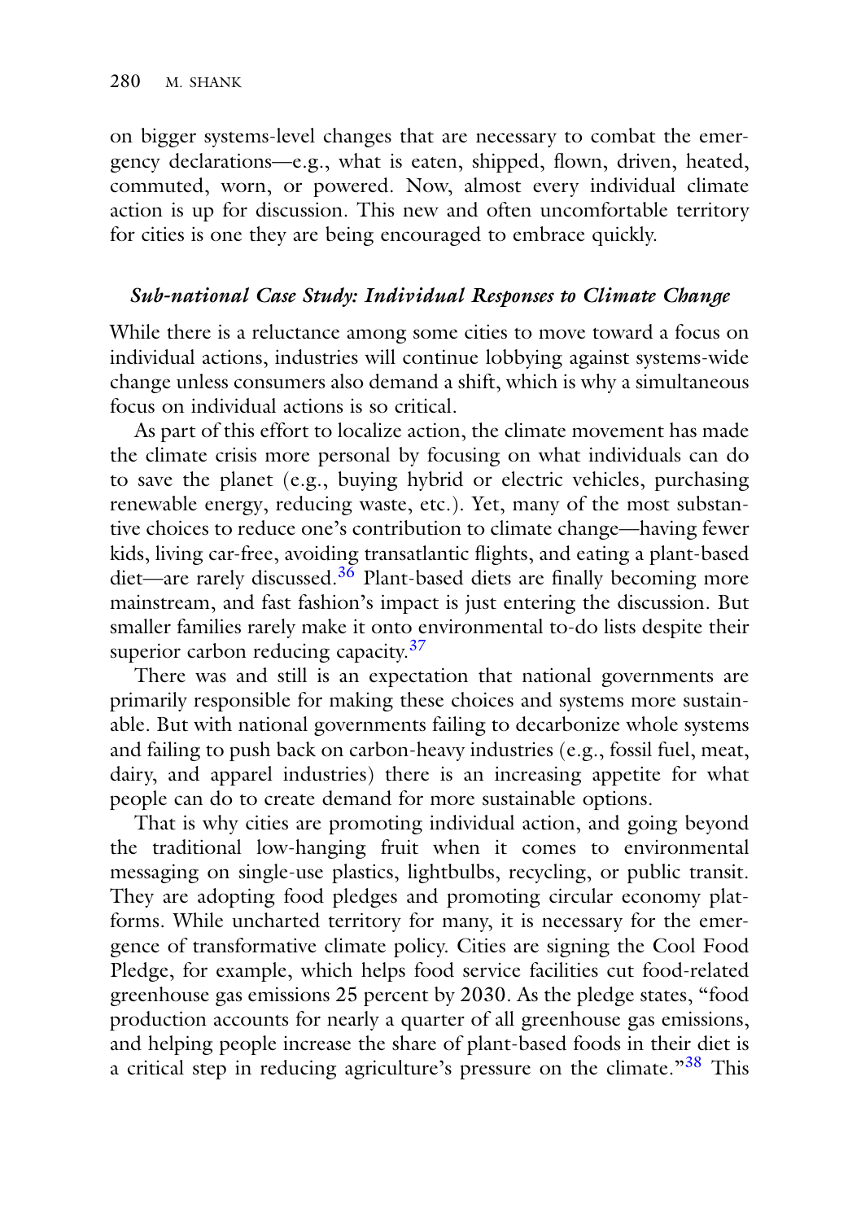on bigger systems-level changes that are necessary to combat the emergency declarations—e.g., what is eaten, shipped, flown, driven, heated, commuted, worn, or powered. Now, almost every individual climate action is up for discussion. This new and often uncomfortable territory for cities is one they are being encouraged to embrace quickly.

### *Sub-national Case Study: Individual Responses to Climate Change*

While there is a reluctance among some cities to move toward a focus on individual actions, industries will continue lobbying against systems-wide change unless consumers also demand a shift, which is why a simultaneous focus on individual actions is so critical.

As part of this effort to localize action, the climate movement has made the climate crisis more personal by focusing on what individuals can do to save the planet (e.g., buying hybrid or electric vehicles, purchasing renewable energy, reducing waste, etc.). Yet, many of the most substantive choices to reduce one's contribution to climate change—having fewer kids, living car-free, avoiding transatlantic flights, and eating a plant-based diet—are rarely discussed.[36] Plant-based diets are finally becoming more mainstream, and fast fashion's impact is just entering the discussion. But smaller families rarely make it onto environmental to-do lists despite their superior carbon reducing capacity.[37]

There was and still is an expectation that national governments are primarily responsible for making these choices and systems more sustainable. But with national governments failing to decarbonize whole systems and failing to push back on carbon-heavy industries (e.g., fossil fuel, meat, dairy, and apparel industries) there is an increasing appetite for what people can do to create demand for more sustainable options.

That is why cities are promoting individual action, and going beyond the traditional low-hanging fruit when it comes to environmental messaging on single-use plastics, lightbulbs, recycling, or public transit. They are adopting food pledges and promoting circular economy platforms. While uncharted territory for many, it is necessary for the emergence of transformative climate policy. Cities are signing the Cool Food Pledge, for example, which helps food service facilities cut food-related greenhouse gas emissions 25 percent by 2030. As the pledge states, "food production accounts for nearly a quarter of all greenhouse gas emissions, and helping people increase the share of plant-based foods in their diet is a critical step in reducing agriculture's pressure on the climate."[38] This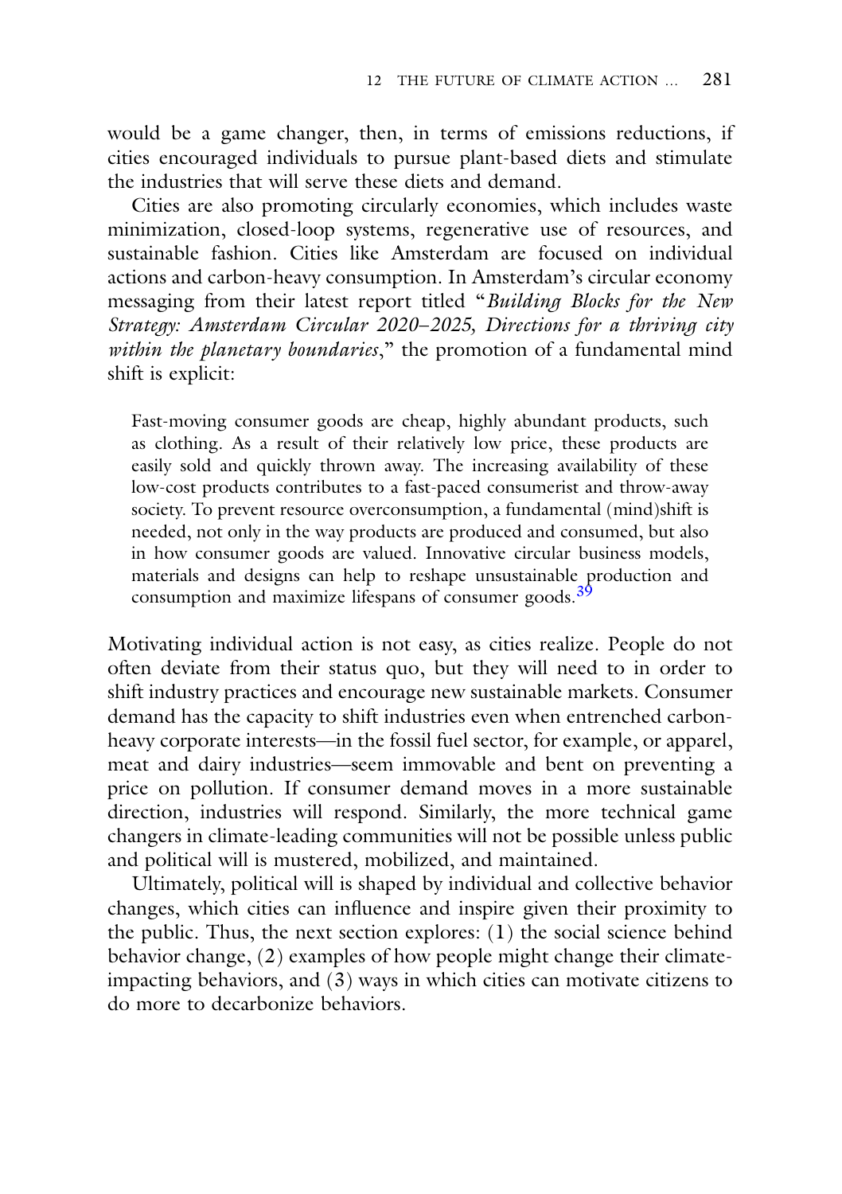would be a game changer, then, in terms of emissions reductions, if cities encouraged individuals to pursue plant-based diets and stimulate the industries that will serve these diets and demand.

Cities are also promoting circularly economies, which includes waste minimization, closed-loop systems, regenerative use of resources, and sustainable fashion. Cities like Amsterdam are focused on individual actions and carbon-heavy consumption. In Amsterdam's circular economy messaging from their latest report titled "*Building Blocks for the New Strategy: Amsterdam Circular 2020–2025, Directions for a thriving city within the planetary boundaries*," the promotion of a fundamental mind shift is explicit:

> Fast-moving consumer goods are cheap, highly abundant products, such as clothing. As a result of their relatively low price, these products are easily sold and quickly thrown away. The increasing availability of these low-cost products contributes to a fast-paced consumerist and throw-away society. To prevent resource overconsumption, a fundamental (mind)shift is needed, not only in the way products are produced and consumed, but also in how consumer goods are valued. Innovative circular business models, materials and designs can help to reshape unsustainable production and consumption and maximize lifespans of consumer goods.[39]

Motivating individual action is not easy, as cities realize. People do not often deviate from their status quo, but they will need to in order to shift industry practices and encourage new sustainable markets. Consumer demand has the capacity to shift industries even when entrenched carbon-heavy corporate interests—in the fossil fuel sector, for example, or apparel, meat and dairy industries—seem immovable and bent on preventing a price on pollution. If consumer demand moves in a more sustainable direction, industries will respond. Similarly, the more technical game changers in climate-leading communities will not be possible unless public and political will is mustered, mobilized, and maintained.

Ultimately, political will is shaped by individual and collective behavior changes, which cities can influence and inspire given their proximity to the public. Thus, the next section explores: (1) the social science behind behavior change, (2) examples of how people might change their climate-impacting behaviors, and (3) ways in which cities can motivate citizens to do more to decarbonize behaviors.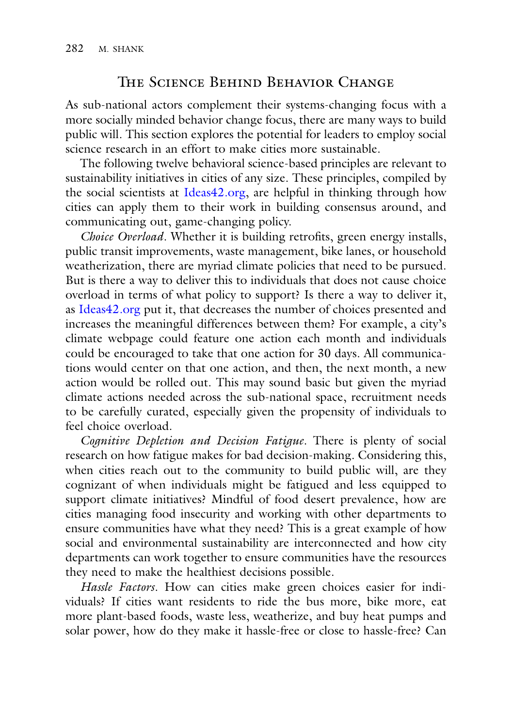## The Science Behind Behavior Change

As sub-national actors complement their systems-changing focus with a more socially minded behavior change focus, there are many ways to build public will. This section explores the potential for leaders to employ social science research in an effort to make cities more sustainable.

The following twelve behavioral science-based principles are relevant to sustainability initiatives in cities of any size. These principles, compiled by the social scientists at Ideas42.org, are helpful in thinking through how cities can apply them to their work in building consensus around, and communicating out, game-changing policy.

*Choice Overload*. Whether it is building retrofits, green energy installs, public transit improvements, waste management, bike lanes, or household weatherization, there are myriad climate policies that need to be pursued. But is there a way to deliver this to individuals that does not cause choice overload in terms of what policy to support? Is there a way to deliver it, as Ideas42.org put it, that decreases the number of choices presented and increases the meaningful differences between them? For example, a city's climate webpage could feature one action each month and individuals could be encouraged to take that one action for 30 days. All communications would center on that one action, and then, the next month, a new action would be rolled out. This may sound basic but given the myriad climate actions needed across the sub-national space, recruitment needs to be carefully curated, especially given the propensity of individuals to feel choice overload.

*Cognitive Depletion and Decision Fatigue*. There is plenty of social research on how fatigue makes for bad decision-making. Considering this, when cities reach out to the community to build public will, are they cognizant of when individuals might be fatigued and less equipped to support climate initiatives? Mindful of food desert prevalence, how are cities managing food insecurity and working with other departments to ensure communities have what they need? This is a great example of how social and environmental sustainability are interconnected and how city departments can work together to ensure communities have the resources they need to make the healthiest decisions possible.

*Hassle Factors*. How can cities make green choices easier for individuals? If cities want residents to ride the bus more, bike more, eat more plant-based foods, waste less, weatherize, and buy heat pumps and solar power, how do they make it hassle-free or close to hassle-free? Can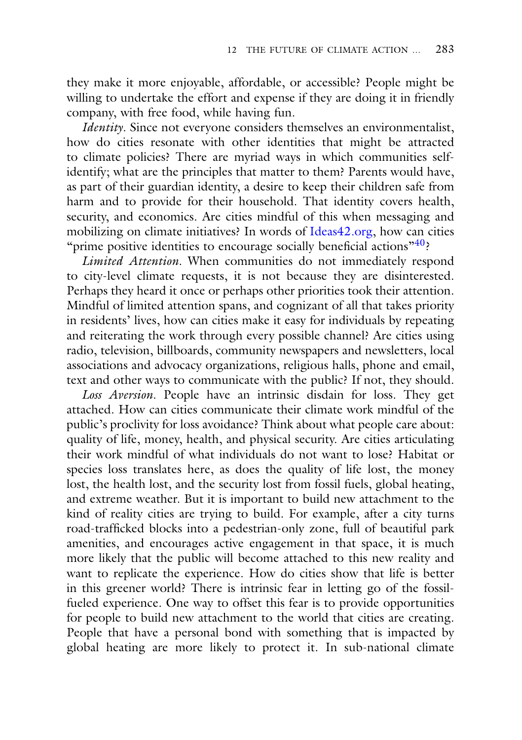they make it more enjoyable, affordable, or accessible? People might be willing to undertake the effort and expense if they are doing it in friendly company, with free food, while having fun.

*Identity*. Since not everyone considers themselves an environmentalist, how do cities resonate with other identities that might be attracted to climate policies? There are myriad ways in which communities self-identify; what are the principles that matter to them? Parents would have, as part of their guardian identity, a desire to keep their children safe from harm and to provide for their household. That identity covers health, security, and economics. Are cities mindful of this when messaging and mobilizing on climate initiatives? In words of Ideas42.org, how can cities "prime positive identities to encourage socially beneficial actions"[40]?

*Limited Attention*. When communities do not immediately respond to city-level climate requests, it is not because they are disinterested. Perhaps they heard it once or perhaps other priorities took their attention. Mindful of limited attention spans, and cognizant of all that takes priority in residents' lives, how can cities make it easy for individuals by repeating and reiterating the work through every possible channel? Are cities using radio, television, billboards, community newspapers and newsletters, local associations and advocacy organizations, religious halls, phone and email, text and other ways to communicate with the public? If not, they should.

*Loss Aversion*. People have an intrinsic disdain for loss. They get attached. How can cities communicate their climate work mindful of the public's proclivity for loss avoidance? Think about what people care about: quality of life, money, health, and physical security. Are cities articulating their work mindful of what individuals do not want to lose? Habitat or species loss translates here, as does the quality of life lost, the money lost, the health lost, and the security lost from fossil fuels, global heating, and extreme weather. But it is important to build new attachment to the kind of reality cities are trying to build. For example, after a city turns road-trafficked blocks into a pedestrian-only zone, full of beautiful park amenities, and encourages active engagement in that space, it is much more likely that the public will become attached to this new reality and want to replicate the experience. How do cities show that life is better in this greener world? There is intrinsic fear in letting go of the fossil-fueled experience. One way to offset this fear is to provide opportunities for people to build new attachment to the world that cities are creating. People that have a personal bond with something that is impacted by global heating are more likely to protect it. In sub-national climate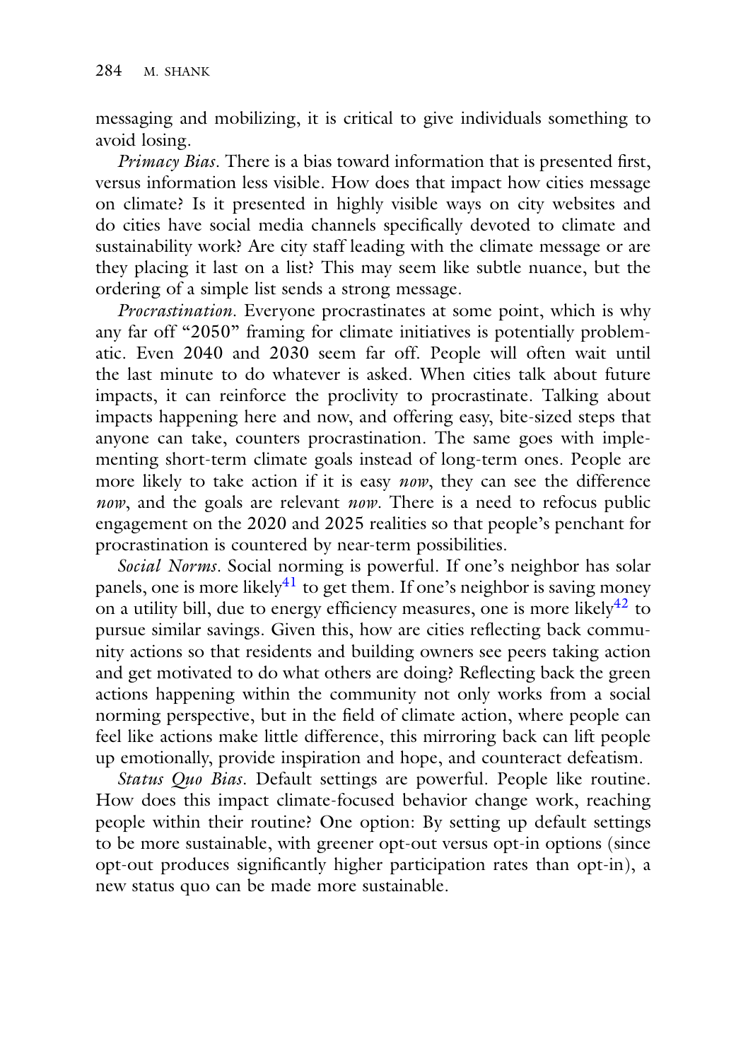messaging and mobilizing, it is critical to give individuals something to avoid losing.

*Primacy Bias*. There is a bias toward information that is presented first, versus information less visible. How does that impact how cities message on climate? Is it presented in highly visible ways on city websites and do cities have social media channels specifically devoted to climate and sustainability work? Are city staff leading with the climate message or are they placing it last on a list? This may seem like subtle nuance, but the ordering of a simple list sends a strong message.

*Procrastination*. Everyone procrastinates at some point, which is why any far off "2050" framing for climate initiatives is potentially problematic. Even 2040 and 2030 seem far off. People will often wait until the last minute to do whatever is asked. When cities talk about future impacts, it can reinforce the proclivity to procrastinate. Talking about impacts happening here and now, and offering easy, bite-sized steps that anyone can take, counters procrastination. The same goes with implementing short-term climate goals instead of long-term ones. People are more likely to take action if it is easy *now*, they can see the difference *now*, and the goals are relevant *now*. There is a need to refocus public engagement on the 2020 and 2025 realities so that people's penchant for procrastination is countered by near-term possibilities.

*Social Norms*. Social norming is powerful. If one's neighbor has solar panels, one is more likely[41] to get them. If one's neighbor is saving money on a utility bill, due to energy efficiency measures, one is more likely[42] to pursue similar savings. Given this, how are cities reflecting back community actions so that residents and building owners see peers taking action and get motivated to do what others are doing? Reflecting back the green actions happening within the community not only works from a social norming perspective, but in the field of climate action, where people can feel like actions make little difference, this mirroring back can lift people up emotionally, provide inspiration and hope, and counteract defeatism.

*Status Quo Bias*. Default settings are powerful. People like routine. How does this impact climate-focused behavior change work, reaching people within their routine? One option: By setting up default settings to be more sustainable, with greener opt-out versus opt-in options (since opt-out produces significantly higher participation rates than opt-in), a new status quo can be made more sustainable.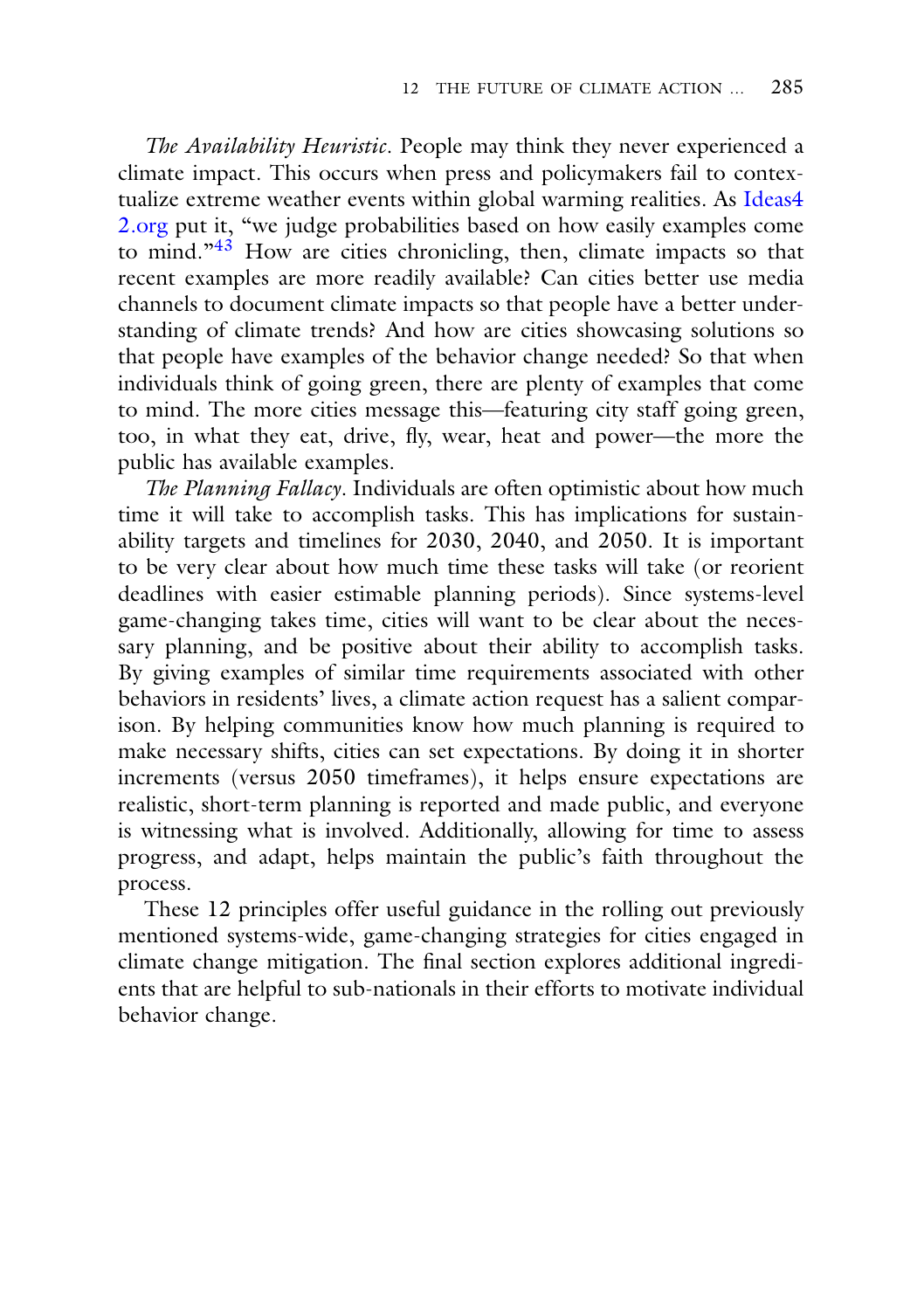*The Availability Heuristic*. People may think they never experienced a climate impact. This occurs when press and policymakers fail to contextualize extreme weather events within global warming realities. As Ideas42.org put it, "we judge probabilities based on how easily examples come to mind."[43] How are cities chronicling, then, climate impacts so that recent examples are more readily available? Can cities better use media channels to document climate impacts so that people have a better understanding of climate trends? And how are cities showcasing solutions so that people have examples of the behavior change needed? So that when individuals think of going green, there are plenty of examples that come to mind. The more cities message this—featuring city staff going green, too, in what they eat, drive, fly, wear, heat and power—the more the public has available examples.

*The Planning Fallacy*. Individuals are often optimistic about how much time it will take to accomplish tasks. This has implications for sustainability targets and timelines for 2030, 2040, and 2050. It is important to be very clear about how much time these tasks will take (or reorient deadlines with easier estimable planning periods). Since systems-level game-changing takes time, cities will want to be clear about the necessary planning, and be positive about their ability to accomplish tasks. By giving examples of similar time requirements associated with other behaviors in residents' lives, a climate action request has a salient comparison. By helping communities know how much planning is required to make necessary shifts, cities can set expectations. By doing it in shorter increments (versus 2050 timeframes), it helps ensure expectations are realistic, short-term planning is reported and made public, and everyone is witnessing what is involved. Additionally, allowing for time to assess progress, and adapt, helps maintain the public's faith throughout the process.

These 12 principles offer useful guidance in the rolling out previously mentioned systems-wide, game-changing strategies for cities engaged in climate change mitigation. The final section explores additional ingredients that are helpful to sub-nationals in their efforts to motivate individual behavior change.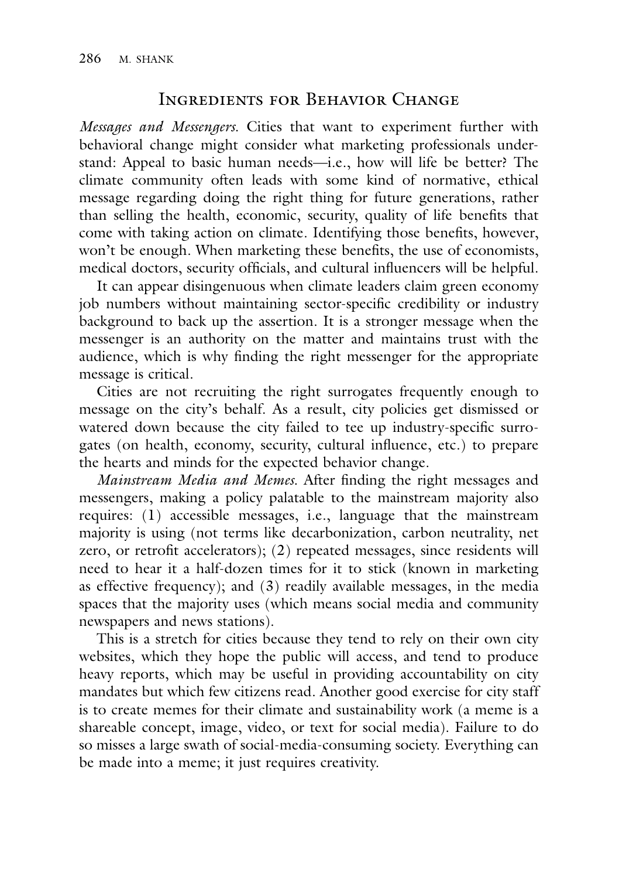## Ingredients for Behavior Change

*Messages and Messengers.* Cities that want to experiment further with behavioral change might consider what marketing professionals understand: Appeal to basic human needs—i.e., how will life be better? The climate community often leads with some kind of normative, ethical message regarding doing the right thing for future generations, rather than selling the health, economic, security, quality of life benefits that come with taking action on climate. Identifying those benefits, however, won't be enough. When marketing these benefits, the use of economists, medical doctors, security officials, and cultural influencers will be helpful.

It can appear disingenuous when climate leaders claim green economy job numbers without maintaining sector-specific credibility or industry background to back up the assertion. It is a stronger message when the messenger is an authority on the matter and maintains trust with the audience, which is why finding the right messenger for the appropriate message is critical.

Cities are not recruiting the right surrogates frequently enough to message on the city's behalf. As a result, city policies get dismissed or watered down because the city failed to tee up industry-specific surrogates (on health, economy, security, cultural influence, etc.) to prepare the hearts and minds for the expected behavior change.

*Mainstream Media and Memes.* After finding the right messages and messengers, making a policy palatable to the mainstream majority also requires: (1) accessible messages, i.e., language that the mainstream majority is using (not terms like decarbonization, carbon neutrality, net zero, or retrofit accelerators); (2) repeated messages, since residents will need to hear it a half-dozen times for it to stick (known in marketing as effective frequency); and (3) readily available messages, in the media spaces that the majority uses (which means social media and community newspapers and news stations).

This is a stretch for cities because they tend to rely on their own city websites, which they hope the public will access, and tend to produce heavy reports, which may be useful in providing accountability on city mandates but which few citizens read. Another good exercise for city staff is to create memes for their climate and sustainability work (a meme is a shareable concept, image, video, or text for social media). Failure to do so misses a large swath of social-media-consuming society. Everything can be made into a meme; it just requires creativity.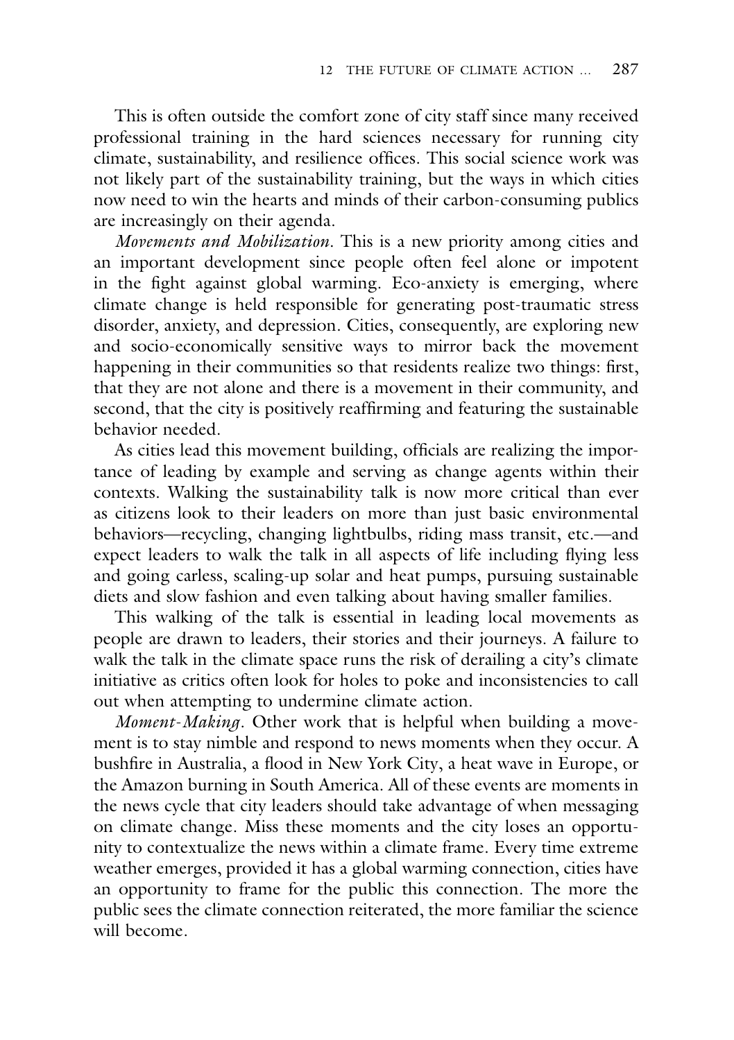This is often outside the comfort zone of city staff since many received professional training in the hard sciences necessary for running city climate, sustainability, and resilience offices. This social science work was not likely part of the sustainability training, but the ways in which cities now need to win the hearts and minds of their carbon-consuming publics are increasingly on their agenda.

*Movements and Mobilization*. This is a new priority among cities and an important development since people often feel alone or impotent in the fight against global warming. Eco-anxiety is emerging, where climate change is held responsible for generating post-traumatic stress disorder, anxiety, and depression. Cities, consequently, are exploring new and socio-economically sensitive ways to mirror back the movement happening in their communities so that residents realize two things: first, that they are not alone and there is a movement in their community, and second, that the city is positively reaffirming and featuring the sustainable behavior needed.

As cities lead this movement building, officials are realizing the importance of leading by example and serving as change agents within their contexts. Walking the sustainability talk is now more critical than ever as citizens look to their leaders on more than just basic environmental behaviors—recycling, changing lightbulbs, riding mass transit, etc.—and expect leaders to walk the talk in all aspects of life including flying less and going carless, scaling-up solar and heat pumps, pursuing sustainable diets and slow fashion and even talking about having smaller families.

This walking of the talk is essential in leading local movements as people are drawn to leaders, their stories and their journeys. A failure to walk the talk in the climate space runs the risk of derailing a city's climate initiative as critics often look for holes to poke and inconsistencies to call out when attempting to undermine climate action.

*Moment-Making*. Other work that is helpful when building a movement is to stay nimble and respond to news moments when they occur. A bushfire in Australia, a flood in New York City, a heat wave in Europe, or the Amazon burning in South America. All of these events are moments in the news cycle that city leaders should take advantage of when messaging on climate change. Miss these moments and the city loses an opportunity to contextualize the news within a climate frame. Every time extreme weather emerges, provided it has a global warming connection, cities have an opportunity to frame for the public this connection. The more the public sees the climate connection reiterated, the more familiar the science will become.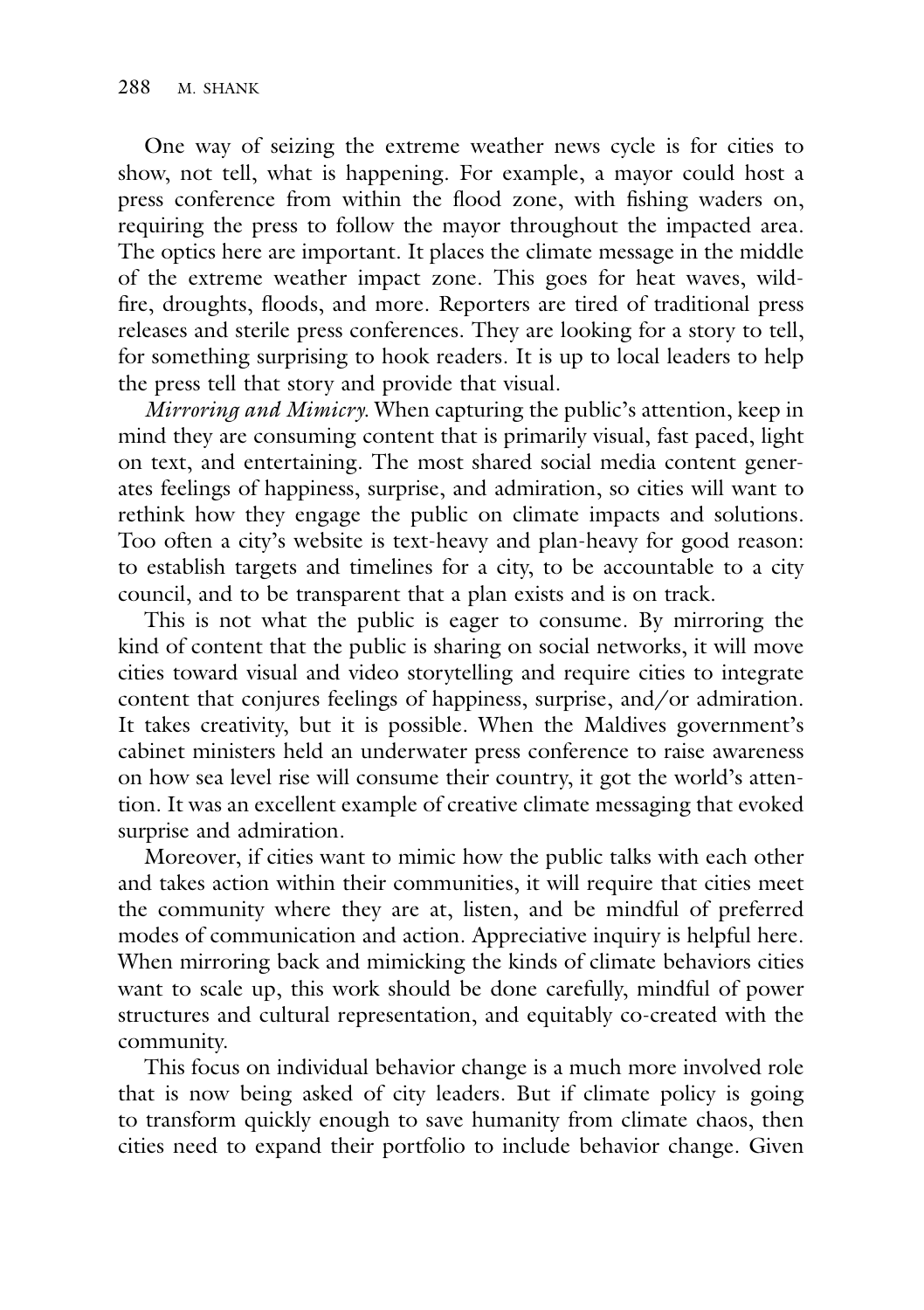One way of seizing the extreme weather news cycle is for cities to show, not tell, what is happening. For example, a mayor could host a press conference from within the flood zone, with fishing waders on, requiring the press to follow the mayor throughout the impacted area. The optics here are important. It places the climate message in the middle of the extreme weather impact zone. This goes for heat waves, wildfire, droughts, floods, and more. Reporters are tired of traditional press releases and sterile press conferences. They are looking for a story to tell, for something surprising to hook readers. It is up to local leaders to help the press tell that story and provide that visual.

*Mirroring and Mimicry.* When capturing the public's attention, keep in mind they are consuming content that is primarily visual, fast paced, light on text, and entertaining. The most shared social media content generates feelings of happiness, surprise, and admiration, so cities will want to rethink how they engage the public on climate impacts and solutions. Too often a city's website is text-heavy and plan-heavy for good reason: to establish targets and timelines for a city, to be accountable to a city council, and to be transparent that a plan exists and is on track.

This is not what the public is eager to consume. By mirroring the kind of content that the public is sharing on social networks, it will move cities toward visual and video storytelling and require cities to integrate content that conjures feelings of happiness, surprise, and/or admiration. It takes creativity, but it is possible. When the Maldives government's cabinet ministers held an underwater press conference to raise awareness on how sea level rise will consume their country, it got the world's attention. It was an excellent example of creative climate messaging that evoked surprise and admiration.

Moreover, if cities want to mimic how the public talks with each other and takes action within their communities, it will require that cities meet the community where they are at, listen, and be mindful of preferred modes of communication and action. Appreciative inquiry is helpful here. When mirroring back and mimicking the kinds of climate behaviors cities want to scale up, this work should be done carefully, mindful of power structures and cultural representation, and equitably co-created with the community.

This focus on individual behavior change is a much more involved role that is now being asked of city leaders. But if climate policy is going to transform quickly enough to save humanity from climate chaos, then cities need to expand their portfolio to include behavior change. Given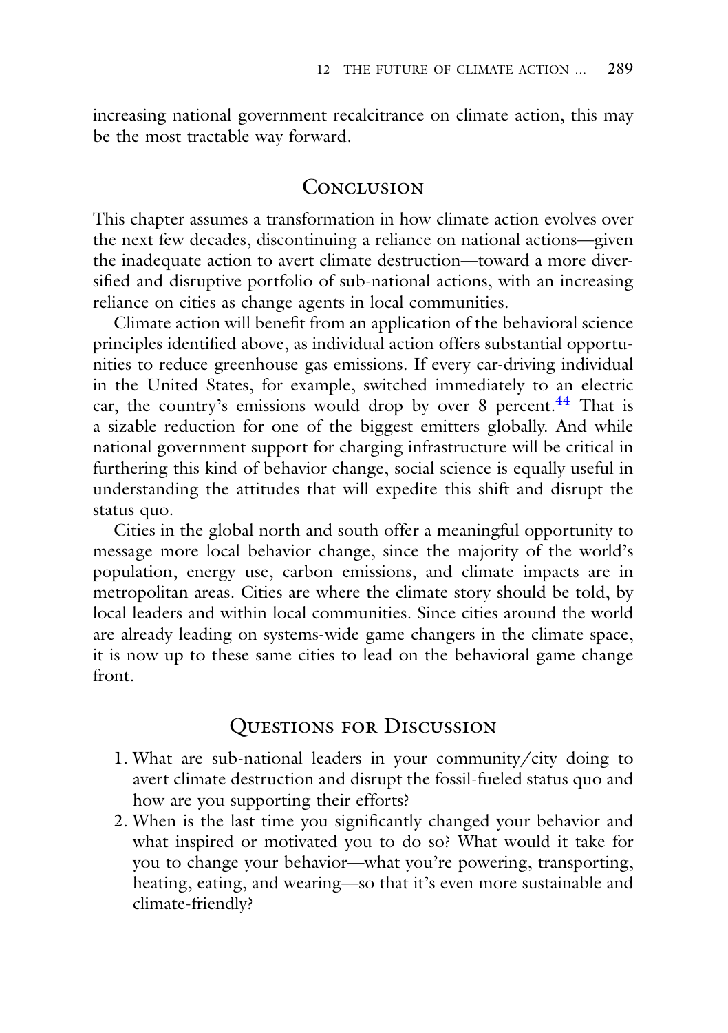increasing national government recalcitrance on climate action, this may be the most tractable way forward.

## Conclusion

This chapter assumes a transformation in how climate action evolves over the next few decades, discontinuing a reliance on national actions—given the inadequate action to avert climate destruction—toward a more diversified and disruptive portfolio of sub-national actions, with an increasing reliance on cities as change agents in local communities.

Climate action will benefit from an application of the behavioral science principles identified above, as individual action offers substantial opportunities to reduce greenhouse gas emissions. If every car-driving individual in the United States, for example, switched immediately to an electric car, the country's emissions would drop by over 8 percent.[44] That is a sizable reduction for one of the biggest emitters globally. And while national government support for charging infrastructure will be critical in furthering this kind of behavior change, social science is equally useful in understanding the attitudes that will expedite this shift and disrupt the status quo.

Cities in the global north and south offer a meaningful opportunity to message more local behavior change, since the majority of the world's population, energy use, carbon emissions, and climate impacts are in metropolitan areas. Cities are where the climate story should be told, by local leaders and within local communities. Since cities around the world are already leading on systems-wide game changers in the climate space, it is now up to these same cities to lead on the behavioral game change front.

## Questions for Discussion

1. What are sub-national leaders in your community/city doing to avert climate destruction and disrupt the fossil-fueled status quo and how are you supporting their efforts?
2. When is the last time you significantly changed your behavior and what inspired or motivated you to do so? What would it take for you to change your behavior—what you're powering, transporting, heating, eating, and wearing—so that it's even more sustainable and climate-friendly?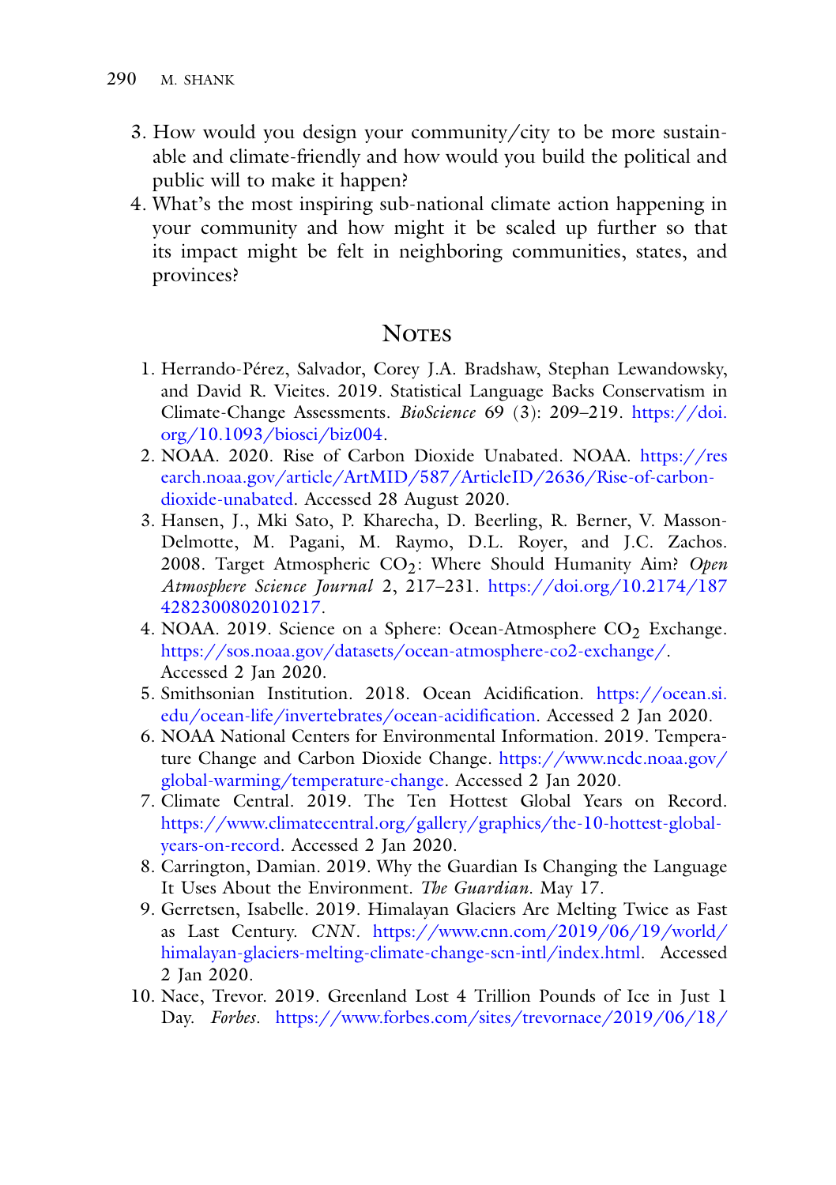3. How would you design your community/city to be more sustainable and climate-friendly and how would you build the political and public will to make it happen?
4. What's the most inspiring sub-national climate action happening in your community and how might it be scaled up further so that its impact might be felt in neighboring communities, states, and provinces?

## Notes

1. Herrando-Pérez, Salvador, Corey J.A. Bradshaw, Stephan Lewandowsky, and David R. Vieites. 2019. Statistical Language Backs Conservatism in Climate-Change Assessments. *BioScience* 69 (3): 209–219. https://doi.org/10.1093/biosci/biz004.
2. NOAA. 2020. Rise of Carbon Dioxide Unabated. NOAA. https://research.noaa.gov/article/ArtMID/587/ArticleID/2636/Rise-of-carbon-dioxide-unabated. Accessed 28 August 2020.
3. Hansen, J., Mki Sato, P. Kharecha, D. Beerling, R. Berner, V. Masson-Delmotte, M. Pagani, M. Raymo, D.L. Royer, and J.C. Zachos. 2008. Target Atmospheric $CO_2$: Where Should Humanity Aim? *Open Atmosphere Science Journal* 2, 217–231. https://doi.org/10.2174/1874282300802010217.
4. NOAA. 2019. Science on a Sphere: Ocean-Atmosphere $CO_2$ Exchange. https://sos.noaa.gov/datasets/ocean-atmosphere-co2-exchange/. Accessed 2 Jan 2020.
5. Smithsonian Institution. 2018. Ocean Acidification. https://ocean.si.edu/ocean-life/invertebrates/ocean-acidification. Accessed 2 Jan 2020.
6. NOAA National Centers for Environmental Information. 2019. Temperature Change and Carbon Dioxide Change. https://www.ncdc.noaa.gov/global-warming/temperature-change. Accessed 2 Jan 2020.
7. Climate Central. 2019. The Ten Hottest Global Years on Record. https://www.climatecentral.org/gallery/graphics/the-10-hottest-global-years-on-record. Accessed 2 Jan 2020.
8. Carrington, Damian. 2019. Why the Guardian Is Changing the Language It Uses About the Environment. *The Guardian*. May 17.
9. Gerretsen, Isabelle. 2019. Himalayan Glaciers Are Melting Twice as Fast as Last Century. *CNN*. https://www.cnn.com/2019/06/19/world/himalayan-glaciers-melting-climate-change-scn-intl/index.html. Accessed 2 Jan 2020.
10. Nace, Trevor. 2019. Greenland Lost 4 Trillion Pounds of Ice in Just 1 Day. *Forbes*. https://www.forbes.com/sites/trevornace/2019/06/18/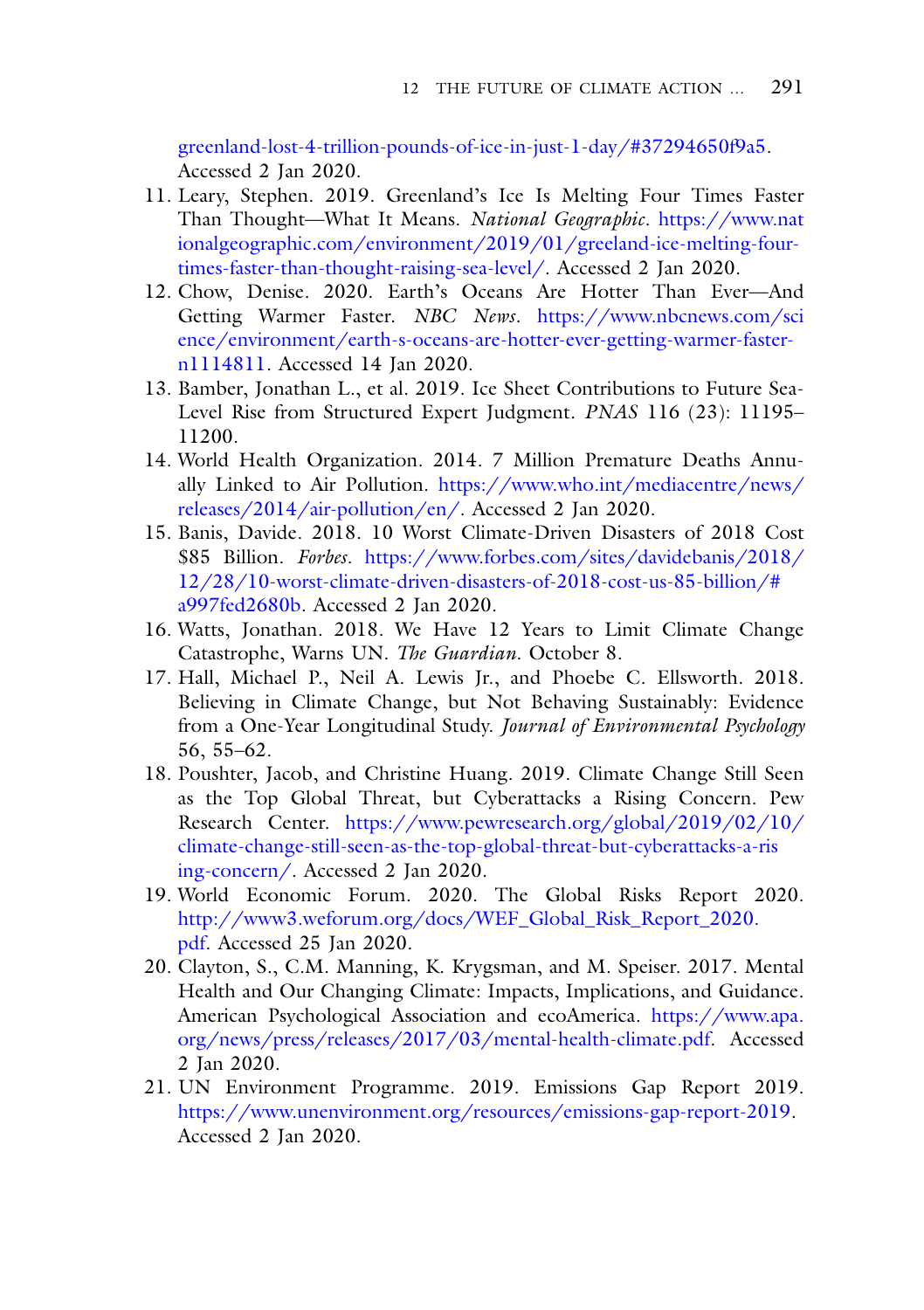greenland-lost-4-trillion-pounds-of-ice-in-just-1-day/#37294650f9a5. Accessed 2 Jan 2020.

11. Leary, Stephen. 2019. Greenland's Ice Is Melting Four Times Faster Than Thought—What It Means. *National Geographic*. https://www.nationalgeographic.com/environment/2019/01/greeland-ice-melting-four-times-faster-than-thought-raising-sea-level/. Accessed 2 Jan 2020.
12. Chow, Denise. 2020. Earth's Oceans Are Hotter Than Ever—And Getting Warmer Faster. *NBC News*. https://www.nbcnews.com/science/environment/earth-s-oceans-are-hotter-ever-getting-warmer-faster-n1114811. Accessed 14 Jan 2020.
13. Bamber, Jonathan L., et al. 2019. Ice Sheet Contributions to Future Sea-Level Rise from Structured Expert Judgment. *PNAS* 116 (23): 11195–11200.
14. World Health Organization. 2014. 7 Million Premature Deaths Annually Linked to Air Pollution. https://www.who.int/mediacentre/news/releases/2014/air-pollution/en/. Accessed 2 Jan 2020.
15. Banis, Davide. 2018. 10 Worst Climate-Driven Disasters of 2018 Cost $85 Billion. *Forbes*. https://www.forbes.com/sites/davidebanis/2018/12/28/10-worst-climate-driven-disasters-of-2018-cost-us-85-billion/#a997fed2680b. Accessed 2 Jan 2020.
16. Watts, Jonathan. 2018. We Have 12 Years to Limit Climate Change Catastrophe, Warns UN. *The Guardian*. October 8.
17. Hall, Michael P., Neil A. Lewis Jr., and Phoebe C. Ellsworth. 2018. Believing in Climate Change, but Not Behaving Sustainably: Evidence from a One-Year Longitudinal Study. *Journal of Environmental Psychology* 56, 55–62.
18. Poushter, Jacob, and Christine Huang. 2019. Climate Change Still Seen as the Top Global Threat, but Cyberattacks a Rising Concern. Pew Research Center. https://www.pewresearch.org/global/2019/02/10/climate-change-still-seen-as-the-top-global-threat-but-cyberattacks-a-rising-concern/. Accessed 2 Jan 2020.
19. World Economic Forum. 2020. The Global Risks Report 2020. http://www3.weforum.org/docs/WEF_Global_Risk_Report_2020.pdf. Accessed 25 Jan 2020.
20. Clayton, S., C.M. Manning, K. Krygsman, and M. Speiser. 2017. Mental Health and Our Changing Climate: Impacts, Implications, and Guidance. American Psychological Association and ecoAmerica. https://www.apa.org/news/press/releases/2017/03/mental-health-climate.pdf. Accessed 2 Jan 2020.
21. UN Environment Programme. 2019. Emissions Gap Report 2019. https://www.unenvironment.org/resources/emissions-gap-report-2019. Accessed 2 Jan 2020.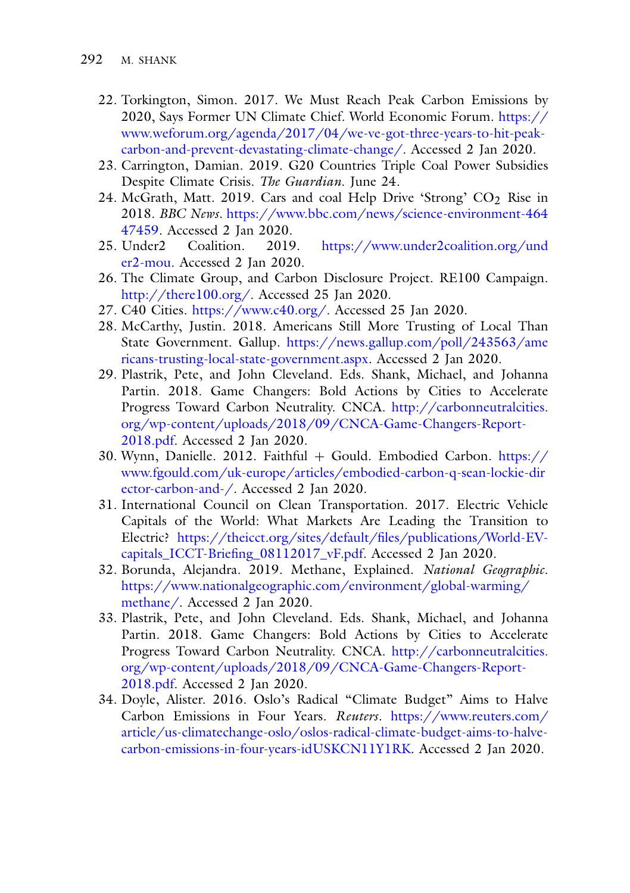22. Torkington, Simon. 2017. We Must Reach Peak Carbon Emissions by 2020, Says Former UN Climate Chief. World Economic Forum. https://www.weforum.org/agenda/2017/04/we-ve-got-three-years-to-hit-peak-carbon-and-prevent-devastating-climate-change/. Accessed 2 Jan 2020.
23. Carrington, Damian. 2019. G20 Countries Triple Coal Power Subsidies Despite Climate Crisis. *The Guardian*. June 24.
24. McGrath, Matt. 2019. Cars and coal Help Drive 'Strong' $CO_2$ Rise in 2018. *BBC News*. https://www.bbc.com/news/science-environment-46447459. Accessed 2 Jan 2020.
25. Under2 Coalition. 2019. https://www.under2coalition.org/under2-mou. Accessed 2 Jan 2020.
26. The Climate Group, and Carbon Disclosure Project. RE100 Campaign. http://there100.org/. Accessed 25 Jan 2020.
27. C40 Cities. https://www.c40.org/. Accessed 25 Jan 2020.
28. McCarthy, Justin. 2018. Americans Still More Trusting of Local Than State Government. Gallup. https://news.gallup.com/poll/243563/americans-trusting-local-state-government.aspx. Accessed 2 Jan 2020.
29. Plastrik, Pete, and John Cleveland. Eds. Shank, Michael, and Johanna Partin. 2018. Game Changers: Bold Actions by Cities to Accelerate Progress Toward Carbon Neutrality. CNCA. http://carbonneutralcities.org/wp-content/uploads/2018/09/CNCA-Game-Changers-Report-2018.pdf. Accessed 2 Jan 2020.
30. Wynn, Danielle. 2012. Faithful + Gould. Embodied Carbon. https://www.fgould.com/uk-europe/articles/embodied-carbon-q-sean-lockie-director-carbon-and-/. Accessed 2 Jan 2020.
31. International Council on Clean Transportation. 2017. Electric Vehicle Capitals of the World: What Markets Are Leading the Transition to Electric? https://theicct.org/sites/default/files/publications/World-EV-capitals_ICCT-Briefing_08112017_vF.pdf. Accessed 2 Jan 2020.
32. Borunda, Alejandra. 2019. Methane, Explained. *National Geographic*. https://www.nationalgeographic.com/environment/global-warming/methane/. Accessed 2 Jan 2020.
33. Plastrik, Pete, and John Cleveland. Eds. Shank, Michael, and Johanna Partin. 2018. Game Changers: Bold Actions by Cities to Accelerate Progress Toward Carbon Neutrality. CNCA. http://carbonneutralcities.org/wp-content/uploads/2018/09/CNCA-Game-Changers-Report-2018.pdf. Accessed 2 Jan 2020.
34. Doyle, Alister. 2016. Oslo's Radical "Climate Budget" Aims to Halve Carbon Emissions in Four Years. *Reuters*. https://www.reuters.com/article/us-climatechange-oslo/oslos-radical-climate-budget-aims-to-halve-carbon-emissions-in-four-years-idUSKCN11Y1RK. Accessed 2 Jan 2020.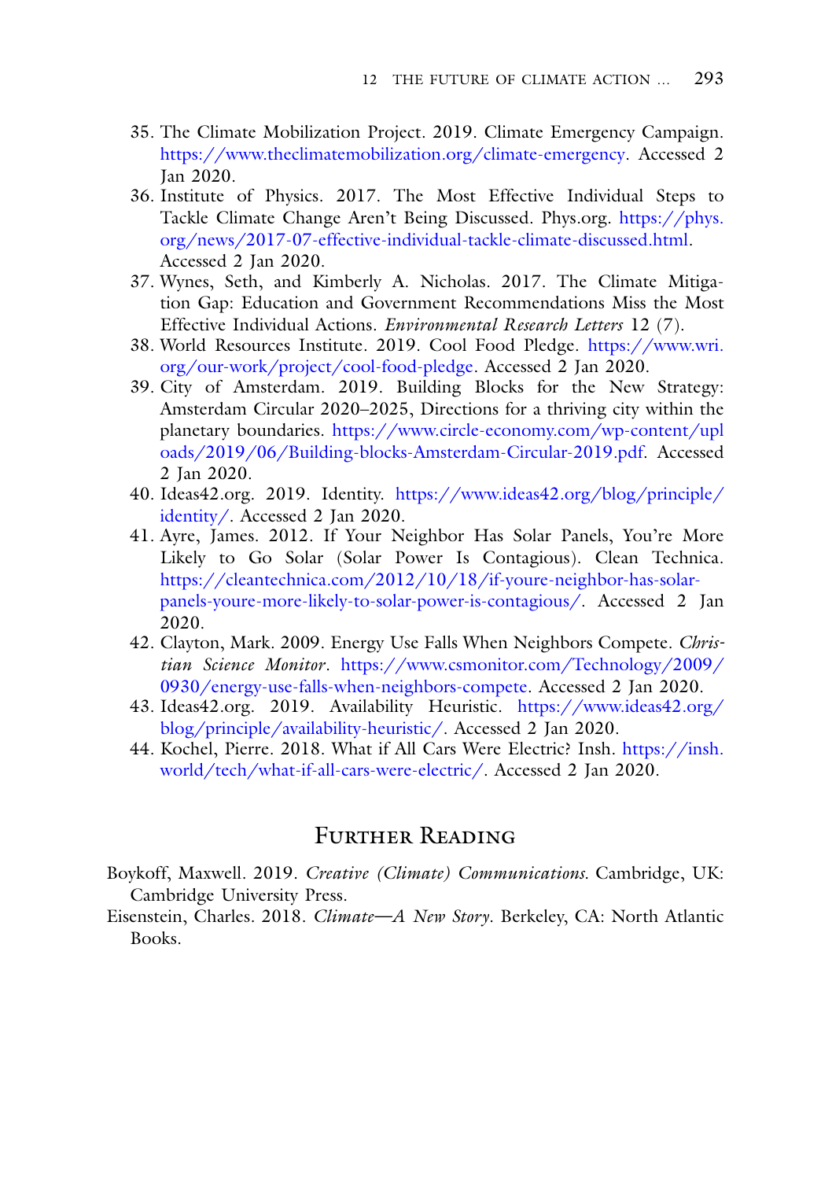35. The Climate Mobilization Project. 2019. Climate Emergency Campaign. https://www.theclimatemobilization.org/climate-emergency. Accessed 2 Jan 2020.
36. Institute of Physics. 2017. The Most Effective Individual Steps to Tackle Climate Change Aren't Being Discussed. Phys.org. https://phys.org/news/2017-07-effective-individual-tackle-climate-discussed.html. Accessed 2 Jan 2020.
37. Wynes, Seth, and Kimberly A. Nicholas. 2017. The Climate Mitigation Gap: Education and Government Recommendations Miss the Most Effective Individual Actions. *Environmental Research Letters* 12 (7).
38. World Resources Institute. 2019. Cool Food Pledge. https://www.wri.org/our-work/project/cool-food-pledge. Accessed 2 Jan 2020.
39. City of Amsterdam. 2019. Building Blocks for the New Strategy: Amsterdam Circular 2020–2025, Directions for a thriving city within the planetary boundaries. https://www.circle-economy.com/wp-content/uploads/2019/06/Building-blocks-Amsterdam-Circular-2019.pdf. Accessed 2 Jan 2020.
40. Ideas42.org. 2019. Identity. https://www.ideas42.org/blog/principle/identity/. Accessed 2 Jan 2020.
41. Ayre, James. 2012. If Your Neighbor Has Solar Panels, You're More Likely to Go Solar (Solar Power Is Contagious). Clean Technica. https://cleantechnica.com/2012/10/18/if-youre-neighbor-has-solar-panels-youre-more-likely-to-solar-power-is-contagious/. Accessed 2 Jan 2020.
42. Clayton, Mark. 2009. Energy Use Falls When Neighbors Compete. *Christian Science Monitor*. https://www.csmonitor.com/Technology/2009/0930/energy-use-falls-when-neighbors-compete. Accessed 2 Jan 2020.
43. Ideas42.org. 2019. Availability Heuristic. https://www.ideas42.org/blog/principle/availability-heuristic/. Accessed 2 Jan 2020.
44. Kochel, Pierre. 2018. What if All Cars Were Electric? Insh. https://insh.world/tech/what-if-all-cars-were-electric/. Accessed 2 Jan 2020.

## Further Reading

Boykoff, Maxwell. 2019. *Creative (Climate) Communications*. Cambridge, UK: Cambridge University Press.

Eisenstein, Charles. 2018. *Climate—A New Story*. Berkeley, CA: North Atlantic Books.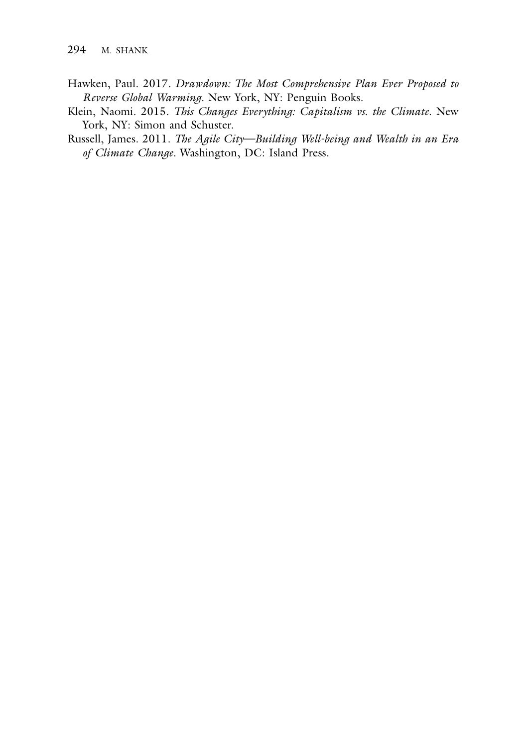Hawken, Paul. 2017. *Drawdown: The Most Comprehensive Plan Ever Proposed to Reverse Global Warming*. New York, NY: Penguin Books.

Klein, Naomi. 2015. *This Changes Everything: Capitalism vs. the Climate*. New York, NY: Simon and Schuster.

Russell, James. 2011. *The Agile City—Building Well-being and Wealth in an Era of Climate Change*. Washington, DC: Island Press.